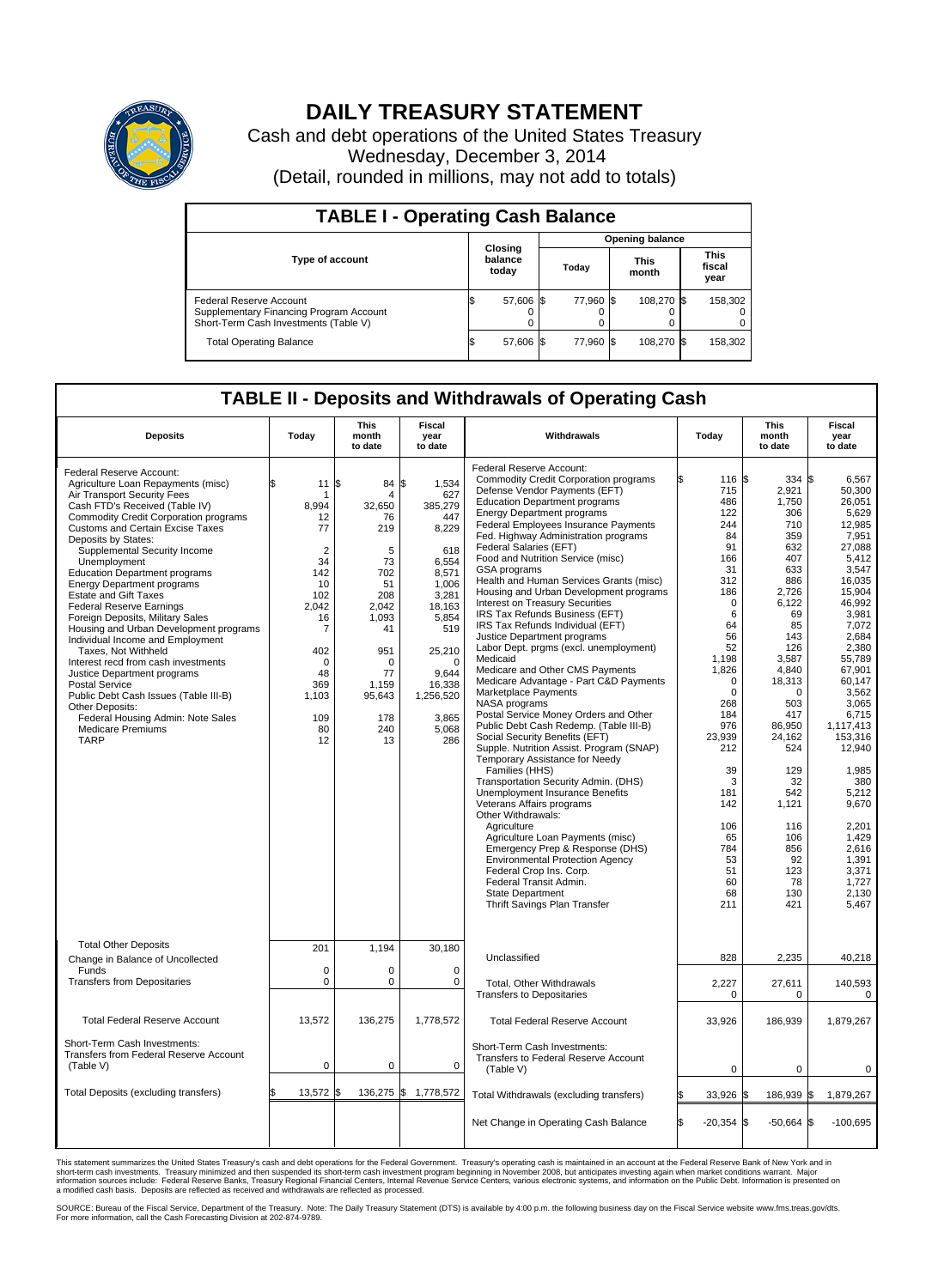# DAILY TREASURY STATEMENT

Cash and debt operations of the United States Treasury
Wednesday, December 3, 2014
(Detail, rounded in millions, may not add to totals)

## TABLE I - Operating Cash Balance

| Type of account | Closing balance today | Opening balance Today | Opening balance This month | Opening balance This fiscal year |
|---|---|---|---|---|
| Federal Reserve Account | $ 57,606 | $ 77,960 | $ 108,270 | $ 158,302 |
| Supplementary Financing Program Account | 0 | 0 | 0 | 0 |
| Short-Term Cash Investments (Table V) | 0 | 0 | 0 | 0 |
| Total Operating Balance | $ 57,606 | $ 77,960 | $ 108,270 | $ 158,302 |

## TABLE II - Deposits and Withdrawals of Operating Cash

| Deposits | Today | This month to date | Fiscal year to date |
|---|---|---|---|
| Federal Reserve Account: | | | |
| Agriculture Loan Repayments (misc) | $ 11 | $ 84 | $ 1,534 |
| Air Transport Security Fees | 1 | 4 | 627 |
| Cash FTD's Received (Table IV) | 8,994 | 32,650 | 385,279 |
| Commodity Credit Corporation programs | 12 | 76 | 447 |
| Customs and Certain Excise Taxes | 77 | 219 | 8,229 |
| Deposits by States: | | | |
| Supplemental Security Income | 2 | 5 | 618 |
| Unemployment | 34 | 73 | 6,554 |
| Education Department programs | 142 | 702 | 8,571 |
| Energy Department programs | 10 | 51 | 1,006 |
| Estate and Gift Taxes | 102 | 208 | 3,281 |
| Federal Reserve Earnings | 2,042 | 2,042 | 18,163 |
| Foreign Deposits, Military Sales | 16 | 1,093 | 5,854 |
| Housing and Urban Development programs | 7 | 41 | 519 |
| Individual Income and Employment Taxes, Not Withheld | 402 | 951 | 25,210 |
| Interest recd from cash investments | 0 | 0 | 0 |
| Justice Department programs | 48 | 77 | 9,644 |
| Postal Service | 369 | 1,159 | 16,338 |
| Public Debt Cash Issues (Table III-B) | 1,103 | 95,643 | 1,256,520 |
| Other Deposits: | | | |
| Federal Housing Admin: Note Sales | 109 | 178 | 3,865 |
| Medicare Premiums | 80 | 240 | 5,068 |
| TARP | 12 | 13 | 286 |
| Total Other Deposits | 201 | 1,194 | 30,180 |
| Change in Balance of Uncollected Funds | 0 | 0 | 0 |
| Transfers from Depositaries | 0 | 0 | 0 |
| Total Federal Reserve Account | 13,572 | 136,275 | 1,778,572 |
| Short-Term Cash Investments: Transfers from Federal Reserve Account (Table V) | 0 | 0 | 0 |
| Total Deposits (excluding transfers) | $ 13,572 | $ 136,275 | $ 1,778,572 |

| Withdrawals | Today | This month to date | Fiscal year to date |
|---|---|---|---|
| Federal Reserve Account: | | | |
| Commodity Credit Corporation programs | $ 116 | $ 334 | $ 6,567 |
| Defense Vendor Payments (EFT) | 715 | 2,921 | 50,300 |
| Education Department programs | 486 | 1,750 | 26,051 |
| Energy Department programs | 122 | 306 | 5,629 |
| Federal Employees Insurance Payments | 244 | 710 | 12,985 |
| Fed. Highway Administration programs | 84 | 359 | 7,951 |
| Federal Salaries (EFT) | 91 | 632 | 27,088 |
| Food and Nutrition Service (misc) | 166 | 407 | 5,412 |
| GSA programs | 31 | 633 | 3,547 |
| Health and Human Services Grants (misc) | 312 | 886 | 16,035 |
| Housing and Urban Development programs | 186 | 2,726 | 15,904 |
| Interest on Treasury Securities | 0 | 6,122 | 46,992 |
| IRS Tax Refunds Business (EFT) | 6 | 69 | 3,981 |
| IRS Tax Refunds Individual (EFT) | 64 | 85 | 7,072 |
| Justice Department programs | 56 | 143 | 2,684 |
| Labor Dept. prgms (excl. unemployment) | 52 | 126 | 2,380 |
| Medicaid | 1,198 | 3,587 | 55,789 |
| Medicare and Other CMS Payments | 1,826 | 4,840 | 67,901 |
| Medicare Advantage - Part C&D Payments | 0 | 18,313 | 60,147 |
| Marketplace Payments | 0 | 0 | 3,562 |
| NASA programs | 268 | 503 | 3,065 |
| Postal Service Money Orders and Other | 184 | 417 | 6,715 |
| Public Debt Cash Redemp. (Table III-B) | 976 | 86,950 | 1,117,413 |
| Social Security Benefits (EFT) | 23,939 | 24,162 | 153,316 |
| Supple. Nutrition Assist. Program (SNAP) | 212 | 524 | 12,940 |
| Temporary Assistance for Needy Families (HHS) | 39 | 129 | 1,985 |
| Transportation Security Admin. (DHS) | 3 | 32 | 380 |
| Unemployment Insurance Benefits | 181 | 542 | 5,212 |
| Veterans Affairs programs | 142 | 1,121 | 9,670 |
| Other Withdrawals: | | | |
| Agriculture | 106 | 116 | 2,201 |
| Agriculture Loan Payments (misc) | 65 | 106 | 1,429 |
| Emergency Prep & Response (DHS) | 784 | 856 | 2,616 |
| Environmental Protection Agency | 53 | 92 | 1,391 |
| Federal Crop Ins. Corp. | 51 | 123 | 3,371 |
| Federal Transit Admin. | 60 | 78 | 1,727 |
| State Department | 68 | 130 | 2,130 |
| Thrift Savings Plan Transfer | 211 | 421 | 5,467 |
| Unclassified | 828 | 2,235 | 40,218 |
| Total, Other Withdrawals | 2,227 | 27,611 | 140,593 |
| Transfers to Depositaries | 0 | 0 | 0 |
| Total Federal Reserve Account | 33,926 | 186,939 | 1,879,267 |
| Short-Term Cash Investments: Transfers to Federal Reserve Account (Table V) | 0 | 0 | 0 |
| Total Withdrawals (excluding transfers) | $ 33,926 | $ 186,939 | $ 1,879,267 |
| Net Change in Operating Cash Balance | $ -20,354 | $ -50,664 | $ -100,695 |

This statement summarizes the United States Treasury's cash and debt operations for the Federal Government. Treasury's operating cash is maintained in an account at the Federal Reserve Bank of New York and in short-term cash investments. Treasury minimized and then suspended its short-term cash investment program beginning in November 2008, but anticipates investing again when market conditions warrant. Major information sources include: Federal Reserve Banks, Treasury Regional Financial Centers, Internal Revenue Service Centers, various electronic systems, and information on the Public Debt. Information is presented on a modified cash basis. Deposits are reflected as received and withdrawals are reflected as processed.

SOURCE: Bureau of the Fiscal Service, Department of the Treasury. Note: The Daily Treasury Statement (DTS) is available by 4:00 p.m. the following business day on the Fiscal Service website www.fms.treas.gov/dts. For more information, call the Cash Forecasting Division at 202-874-9789.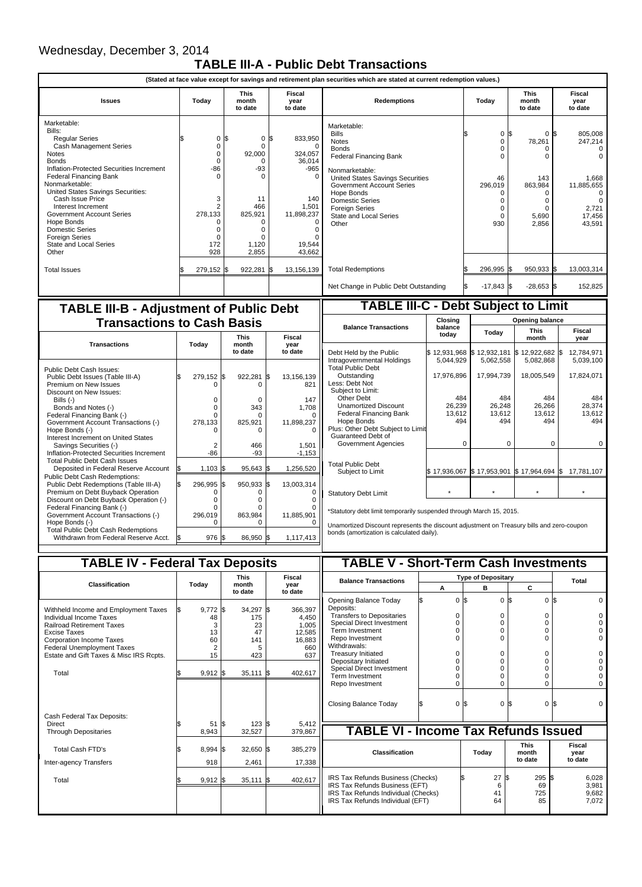Wednesday, December 3, 2014

# TABLE III-A - Public Debt Transactions

(Stated at face value except for savings and retirement plan securities which are stated at current redemption values.)

| Issues | Today | This month to date | Fiscal year to date |
|---|---|---|---|
| Marketable: | | | |
| Bills: | | | |
| Regular Series | $ 0 | $ 0 | $ 833,950 |
| Cash Management Series | 0 | 0 | 0 |
| Notes | 0 | 92,000 | 324,057 |
| Bonds | 0 | 0 | 36,014 |
| Inflation-Protected Securities Increment | -86 | -93 | -965 |
| Federal Financing Bank | 0 | 0 | 0 |
| Nonmarketable: | | | |
| United States Savings Securities: | | | |
| Cash Issue Price | 3 | 11 | 140 |
| Interest Increment | 2 | 466 | 1,501 |
| Government Account Series | 278,133 | 825,921 | 11,898,237 |
| Hope Bonds | 0 | 0 | 0 |
| Domestic Series | 0 | 0 | 0 |
| Foreign Series | 0 | 0 | 0 |
| State and Local Series | 172 | 1,120 | 19,544 |
| Other | 928 | 2,855 | 43,662 |
| Total Issues | $ 279,152 | $ 922,281 | $ 13,156,139 |

| Redemptions | Today | This month to date | Fiscal year to date |
|---|---|---|---|
| Marketable: | | | |
| Bills | $ 0 | $ 0 | $ 805,008 |
| Notes | 0 | 78,261 | 247,214 |
| Bonds | 0 | 0 | 0 |
| Federal Financing Bank | 0 | 0 | 0 |
| Nonmarketable: | | | |
| United States Savings Securities | 46 | 143 | 1,668 |
| Government Account Series | 296,019 | 863,984 | 11,885,655 |
| Hope Bonds | 0 | 0 | 0 |
| Domestic Series | 0 | 0 | 0 |
| Foreign Series | 0 | 0 | 2,721 |
| State and Local Series | 0 | 5,690 | 17,456 |
| Other | 930 | 2,856 | 43,591 |
| Total Redemptions | $ 296,995 | $ 950,933 | $ 13,003,314 |
| Net Change in Public Debt Outstanding | $ -17,843 | $ -28,653 | $ 152,825 |

# TABLE III-B - Adjustment of Public Debt Transactions to Cash Basis

| Transactions | Today | This month to date | Fiscal year to date |
|---|---|---|---|
| Public Debt Cash Issues: | | | |
| Public Debt Issues (Table III-A) | $ 279,152 | $ 922,281 | $ 13,156,139 |
| Premium on New Issues | 0 | 0 | 821 |
| Discount on New Issues: | | | |
| Bills (-) | 0 | 0 | 147 |
| Bonds and Notes (-) | 0 | 343 | 1,708 |
| Federal Financing Bank (-) | 0 | 0 | 0 |
| Government Account Transactions (-) | 278,133 | 825,921 | 11,898,237 |
| Hope Bonds (-) | 0 | 0 | 0 |
| Interest Increment on United States Savings Securities (-) | 2 | 466 | 1,501 |
| Inflation-Protected Securities Increment | -86 | -93 | -1,153 |
| Total Public Debt Cash Issues Deposited in Federal Reserve Account | $ 1,103 | $ 95,643 | $ 1,256,520 |
| Public Debt Cash Redemptions: | | | |
| Public Debt Redemptions (Table III-A) | $ 296,995 | $ 950,933 | $ 13,003,314 |
| Premium on Debt Buyback Operation | 0 | 0 | 0 |
| Discount on Debt Buyback Operation (-) | 0 | 0 | 0 |
| Federal Financing Bank (-) | 0 | 0 | 0 |
| Government Account Transactions (-) | 296,019 | 863,984 | 11,885,901 |
| Hope Bonds (-) | 0 | 0 | 0 |
| Total Public Debt Cash Redemptions Withdrawn from Federal Reserve Acct. | $ 976 | $ 86,950 | $ 1,117,413 |

# TABLE III-C - Debt Subject to Limit

| Balance Transactions | Closing balance today | Opening balance Today | Opening balance This month | Opening balance Fiscal year |
|---|---|---|---|---|
| Debt Held by the Public | $ 12,931,968 | $ 12,932,181 | $ 12,922,682 | $ 12,784,971 |
| Intragovernmental Holdings | 5,044,929 | 5,062,558 | 5,082,868 | 5,039,100 |
| Total Public Debt Outstanding | 17,976,896 | 17,994,739 | 18,005,549 | 17,824,071 |
| Less: Debt Not Subject to Limit: | | | | |
| Other Debt | 484 | 484 | 484 | 484 |
| Unamortized Discount | 26,239 | 26,248 | 26,266 | 28,374 |
| Federal Financing Bank | 13,612 | 13,612 | 13,612 | 13,612 |
| Hope Bonds | 494 | 494 | 494 | 494 |
| Plus: Other Debt Subject to Limit | | | | |
| Guaranteed Debt of Government Agencies | 0 | 0 | 0 | 0 |
| Total Public Debt Subject to Limit | $ 17,936,067 | $ 17,953,901 | $ 17,964,694 | $ 17,781,107 |
| Statutory Debt Limit | * | * | * | * |

*Statutory debt limit temporarily suspended through March 15, 2015.

Unamortized Discount represents the discount adjustment on Treasury bills and zero-coupon bonds (amortization is calculated daily).

# TABLE IV - Federal Tax Deposits

| Classification | Today | This month to date | Fiscal year to date |
|---|---|---|---|
| Withheld Income and Employment Taxes | $ 9,772 | $ 34,297 | $ 366,397 |
| Individual Income Taxes | 48 | 175 | 4,450 |
| Railroad Retirement Taxes | 3 | 23 | 1,005 |
| Excise Taxes | 13 | 47 | 12,585 |
| Corporation Income Taxes | 60 | 141 | 16,883 |
| Federal Unemployment Taxes | 2 | 5 | 660 |
| Estate and Gift Taxes & Misc IRS Rcpts. | 15 | 423 | 637 |
| Total | $ 9,912 | $ 35,111 | $ 402,617 |
| Cash Federal Tax Deposits: | | | |
| Direct | $ 51 | $ 123 | $ 5,412 |
| Through Depositaries | 8,943 | 32,527 | 379,867 |
| Total Cash FTD's | $ 8,994 | $ 32,650 | $ 385,279 |
| Inter-agency Transfers | 918 | 2,461 | 17,338 |
| Total | $ 9,912 | $ 35,111 | $ 402,617 |

# TABLE V - Short-Term Cash Investments

| Balance Transactions | Type of Depositary A | B | C | Total |
|---|---|---|---|---|
| Opening Balance Today | $ 0 | $ 0 | $ 0 | $ 0 |
| Deposits: | | | | |
| Transfers to Depositaries | 0 | 0 | 0 | 0 |
| Special Direct Investment | 0 | 0 | 0 | 0 |
| Term Investment | 0 | 0 | 0 | 0 |
| Repo Investment | 0 | 0 | 0 | 0 |
| Withdrawals: | | | | |
| Treasury Initiated | 0 | 0 | 0 | 0 |
| Depositary Initiated | 0 | 0 | 0 | 0 |
| Special Direct Investment | 0 | 0 | 0 | 0 |
| Term Investment | 0 | 0 | 0 | 0 |
| Repo Investment | 0 | 0 | 0 | 0 |
| Closing Balance Today | $ 0 | $ 0 | $ 0 | $ 0 |

# TABLE VI - Income Tax Refunds Issued

| Classification | Today | This month to date | Fiscal year to date |
|---|---|---|---|
| IRS Tax Refunds Business (Checks) | $ 27 | $ 295 | $ 6,028 |
| IRS Tax Refunds Business (EFT) | 6 | 69 | 3,981 |
| IRS Tax Refunds Individual (Checks) | 41 | 725 | 9,682 |
| IRS Tax Refunds Individual (EFT) | 64 | 85 | 7,072 |